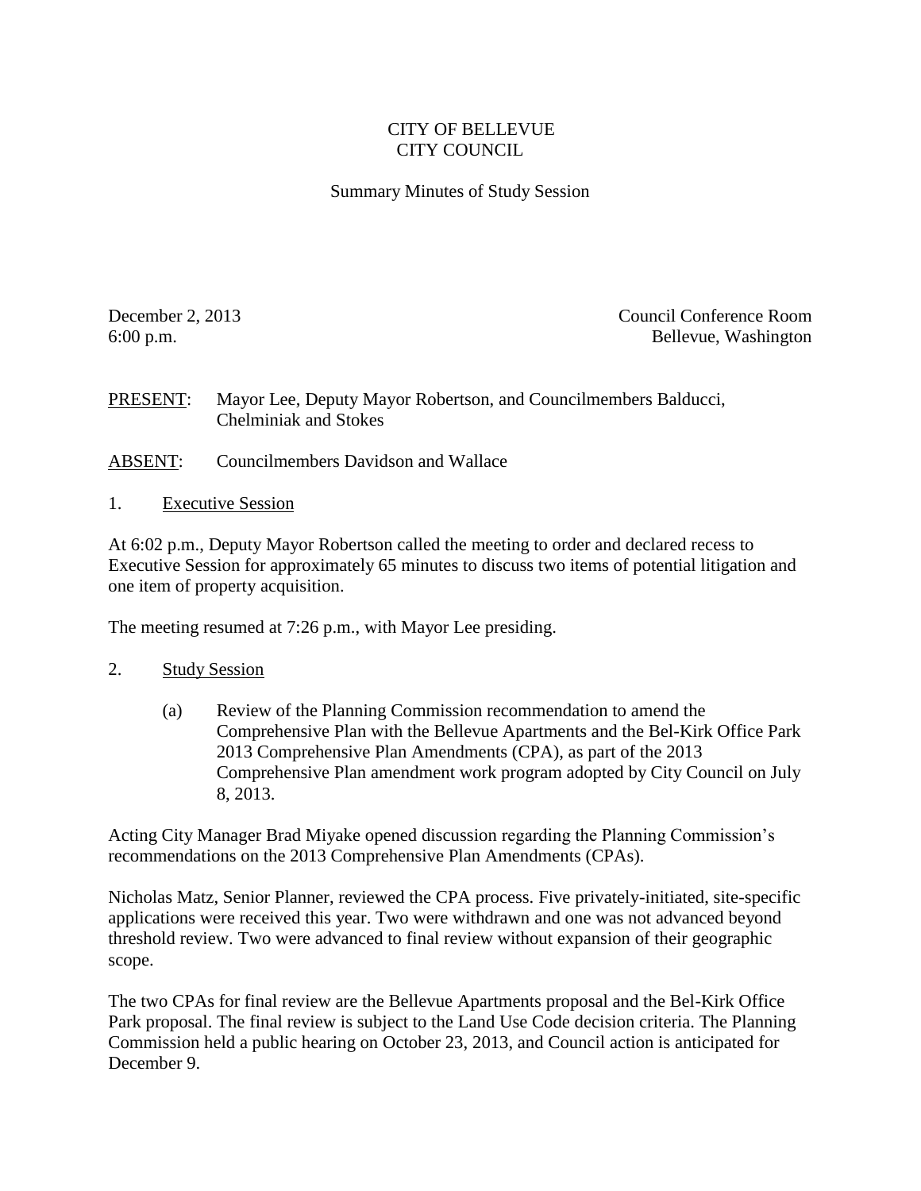# CITY OF BELLEVUE
# CITY COUNCIL

## Summary Minutes of Study Session

December 2, 2013 — Council Conference Room
6:00 p.m. — Bellevue, Washington

PRESENT: Mayor Lee, Deputy Mayor Robertson, and Councilmembers Balducci, Chelminiak and Stokes

ABSENT: Councilmembers Davidson and Wallace

1. Executive Session

At 6:02 p.m., Deputy Mayor Robertson called the meeting to order and declared recess to Executive Session for approximately 65 minutes to discuss two items of potential litigation and one item of property acquisition.

The meeting resumed at 7:26 p.m., with Mayor Lee presiding.

2. Study Session

(a) Review of the Planning Commission recommendation to amend the Comprehensive Plan with the Bellevue Apartments and the Bel-Kirk Office Park 2013 Comprehensive Plan Amendments (CPA), as part of the 2013 Comprehensive Plan amendment work program adopted by City Council on July 8, 2013.

Acting City Manager Brad Miyake opened discussion regarding the Planning Commission's recommendations on the 2013 Comprehensive Plan Amendments (CPAs).

Nicholas Matz, Senior Planner, reviewed the CPA process. Five privately-initiated, site-specific applications were received this year. Two were withdrawn and one was not advanced beyond threshold review. Two were advanced to final review without expansion of their geographic scope.

The two CPAs for final review are the Bellevue Apartments proposal and the Bel-Kirk Office Park proposal. The final review is subject to the Land Use Code decision criteria. The Planning Commission held a public hearing on October 23, 2013, and Council action is anticipated for December 9.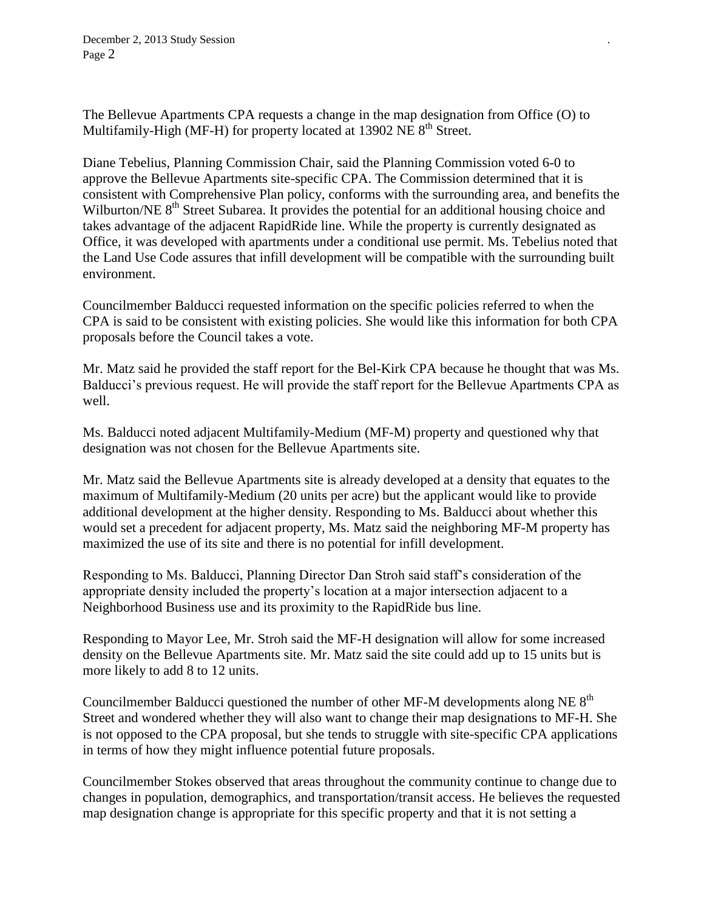The Bellevue Apartments CPA requests a change in the map designation from Office (O) to Multifamily-High (MF-H) for property located at 13902 NE 8th Street.

Diane Tebelius, Planning Commission Chair, said the Planning Commission voted 6-0 to approve the Bellevue Apartments site-specific CPA. The Commission determined that it is consistent with Comprehensive Plan policy, conforms with the surrounding area, and benefits the Wilburton/NE 8th Street Subarea. It provides the potential for an additional housing choice and takes advantage of the adjacent RapidRide line. While the property is currently designated as Office, it was developed with apartments under a conditional use permit. Ms. Tebelius noted that the Land Use Code assures that infill development will be compatible with the surrounding built environment.

Councilmember Balducci requested information on the specific policies referred to when the CPA is said to be consistent with existing policies. She would like this information for both CPA proposals before the Council takes a vote.

Mr. Matz said he provided the staff report for the Bel-Kirk CPA because he thought that was Ms. Balducci's previous request. He will provide the staff report for the Bellevue Apartments CPA as well.

Ms. Balducci noted adjacent Multifamily-Medium (MF-M) property and questioned why that designation was not chosen for the Bellevue Apartments site.

Mr. Matz said the Bellevue Apartments site is already developed at a density that equates to the maximum of Multifamily-Medium (20 units per acre) but the applicant would like to provide additional development at the higher density. Responding to Ms. Balducci about whether this would set a precedent for adjacent property, Ms. Matz said the neighboring MF-M property has maximized the use of its site and there is no potential for infill development.

Responding to Ms. Balducci, Planning Director Dan Stroh said staff's consideration of the appropriate density included the property's location at a major intersection adjacent to a Neighborhood Business use and its proximity to the RapidRide bus line.

Responding to Mayor Lee, Mr. Stroh said the MF-H designation will allow for some increased density on the Bellevue Apartments site. Mr. Matz said the site could add up to 15 units but is more likely to add 8 to 12 units.

Councilmember Balducci questioned the number of other MF-M developments along NE 8th Street and wondered whether they will also want to change their map designations to MF-H. She is not opposed to the CPA proposal, but she tends to struggle with site-specific CPA applications in terms of how they might influence potential future proposals.

Councilmember Stokes observed that areas throughout the community continue to change due to changes in population, demographics, and transportation/transit access. He believes the requested map designation change is appropriate for this specific property and that it is not setting a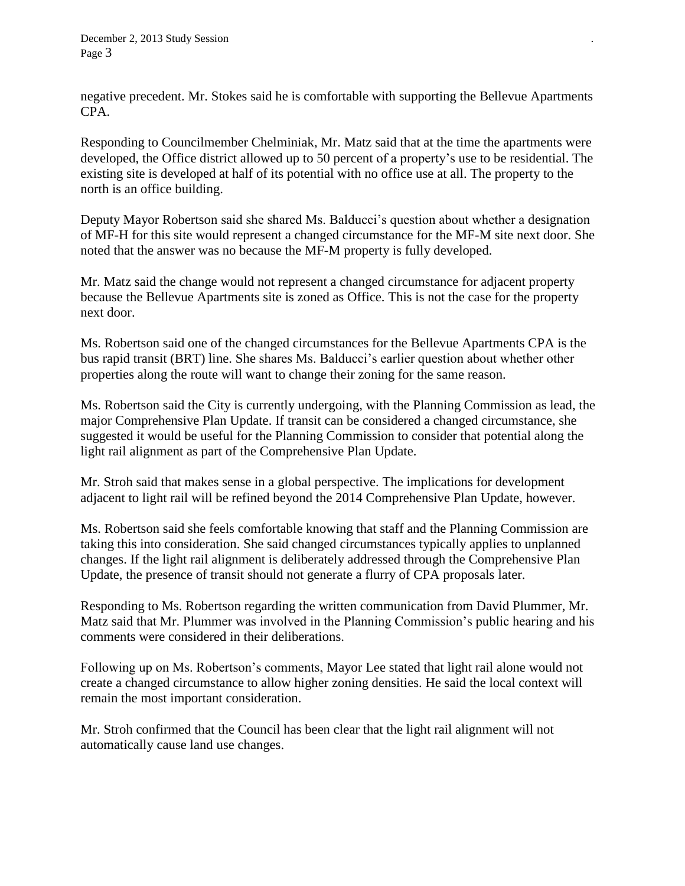negative precedent. Mr. Stokes said he is comfortable with supporting the Bellevue Apartments CPA.

Responding to Councilmember Chelminiak, Mr. Matz said that at the time the apartments were developed, the Office district allowed up to 50 percent of a property's use to be residential. The existing site is developed at half of its potential with no office use at all. The property to the north is an office building.

Deputy Mayor Robertson said she shared Ms. Balducci's question about whether a designation of MF-H for this site would represent a changed circumstance for the MF-M site next door. She noted that the answer was no because the MF-M property is fully developed.

Mr. Matz said the change would not represent a changed circumstance for adjacent property because the Bellevue Apartments site is zoned as Office. This is not the case for the property next door.

Ms. Robertson said one of the changed circumstances for the Bellevue Apartments CPA is the bus rapid transit (BRT) line. She shares Ms. Balducci's earlier question about whether other properties along the route will want to change their zoning for the same reason.

Ms. Robertson said the City is currently undergoing, with the Planning Commission as lead, the major Comprehensive Plan Update. If transit can be considered a changed circumstance, she suggested it would be useful for the Planning Commission to consider that potential along the light rail alignment as part of the Comprehensive Plan Update.

Mr. Stroh said that makes sense in a global perspective. The implications for development adjacent to light rail will be refined beyond the 2014 Comprehensive Plan Update, however.

Ms. Robertson said she feels comfortable knowing that staff and the Planning Commission are taking this into consideration. She said changed circumstances typically applies to unplanned changes. If the light rail alignment is deliberately addressed through the Comprehensive Plan Update, the presence of transit should not generate a flurry of CPA proposals later.

Responding to Ms. Robertson regarding the written communication from David Plummer, Mr. Matz said that Mr. Plummer was involved in the Planning Commission's public hearing and his comments were considered in their deliberations.

Following up on Ms. Robertson's comments, Mayor Lee stated that light rail alone would not create a changed circumstance to allow higher zoning densities. He said the local context will remain the most important consideration.

Mr. Stroh confirmed that the Council has been clear that the light rail alignment will not automatically cause land use changes.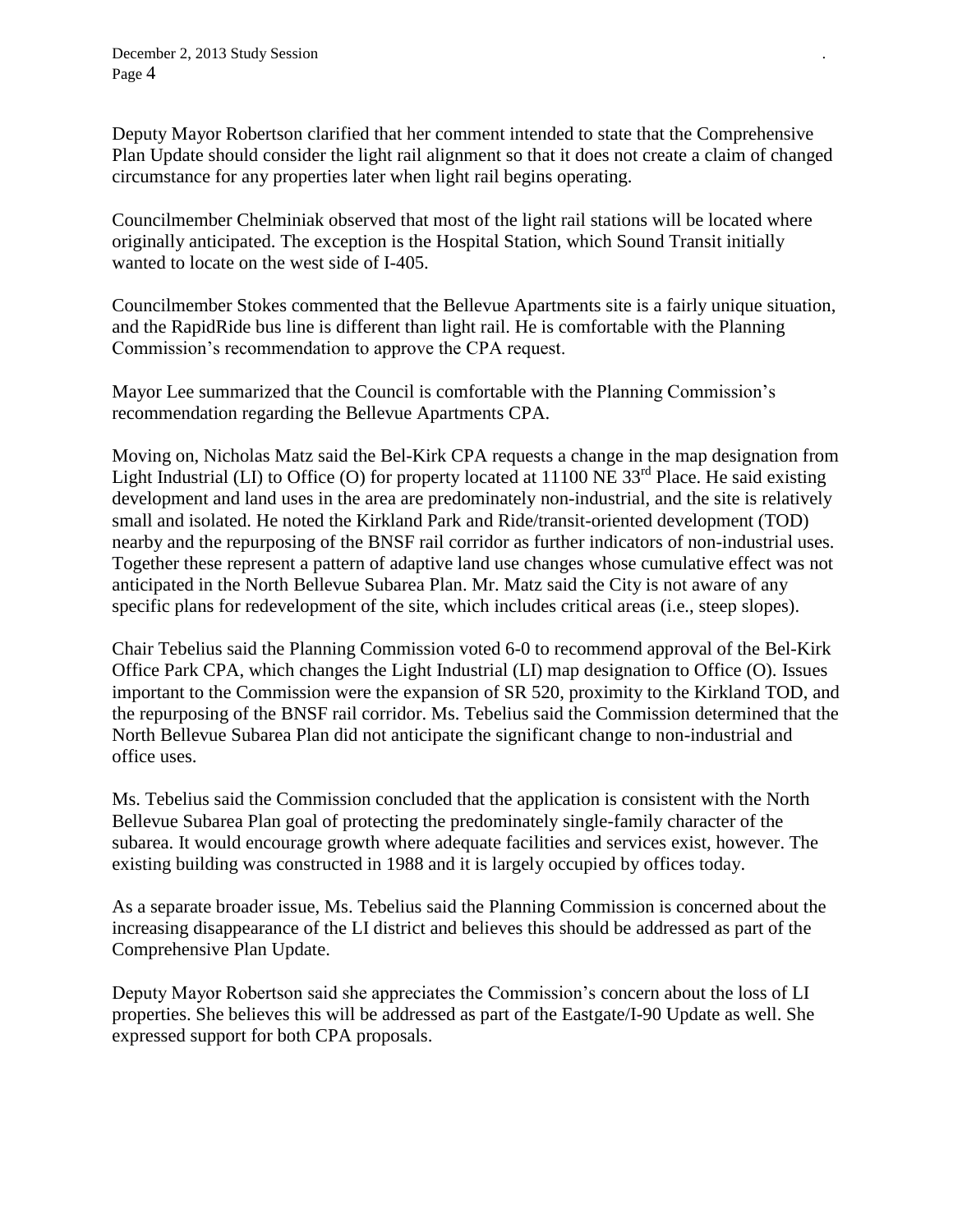Deputy Mayor Robertson clarified that her comment intended to state that the Comprehensive Plan Update should consider the light rail alignment so that it does not create a claim of changed circumstance for any properties later when light rail begins operating.

Councilmember Chelminiak observed that most of the light rail stations will be located where originally anticipated. The exception is the Hospital Station, which Sound Transit initially wanted to locate on the west side of I-405.

Councilmember Stokes commented that the Bellevue Apartments site is a fairly unique situation, and the RapidRide bus line is different than light rail. He is comfortable with the Planning Commission's recommendation to approve the CPA request.

Mayor Lee summarized that the Council is comfortable with the Planning Commission's recommendation regarding the Bellevue Apartments CPA.

Moving on, Nicholas Matz said the Bel-Kirk CPA requests a change in the map designation from Light Industrial (LI) to Office (O) for property located at 11100 NE 33rd Place. He said existing development and land uses in the area are predominately non-industrial, and the site is relatively small and isolated. He noted the Kirkland Park and Ride/transit-oriented development (TOD) nearby and the repurposing of the BNSF rail corridor as further indicators of non-industrial uses. Together these represent a pattern of adaptive land use changes whose cumulative effect was not anticipated in the North Bellevue Subarea Plan. Mr. Matz said the City is not aware of any specific plans for redevelopment of the site, which includes critical areas (i.e., steep slopes).

Chair Tebelius said the Planning Commission voted 6-0 to recommend approval of the Bel-Kirk Office Park CPA, which changes the Light Industrial (LI) map designation to Office (O). Issues important to the Commission were the expansion of SR 520, proximity to the Kirkland TOD, and the repurposing of the BNSF rail corridor. Ms. Tebelius said the Commission determined that the North Bellevue Subarea Plan did not anticipate the significant change to non-industrial and office uses.

Ms. Tebelius said the Commission concluded that the application is consistent with the North Bellevue Subarea Plan goal of protecting the predominately single-family character of the subarea. It would encourage growth where adequate facilities and services exist, however. The existing building was constructed in 1988 and it is largely occupied by offices today.

As a separate broader issue, Ms. Tebelius said the Planning Commission is concerned about the increasing disappearance of the LI district and believes this should be addressed as part of the Comprehensive Plan Update.

Deputy Mayor Robertson said she appreciates the Commission's concern about the loss of LI properties. She believes this will be addressed as part of the Eastgate/I-90 Update as well. She expressed support for both CPA proposals.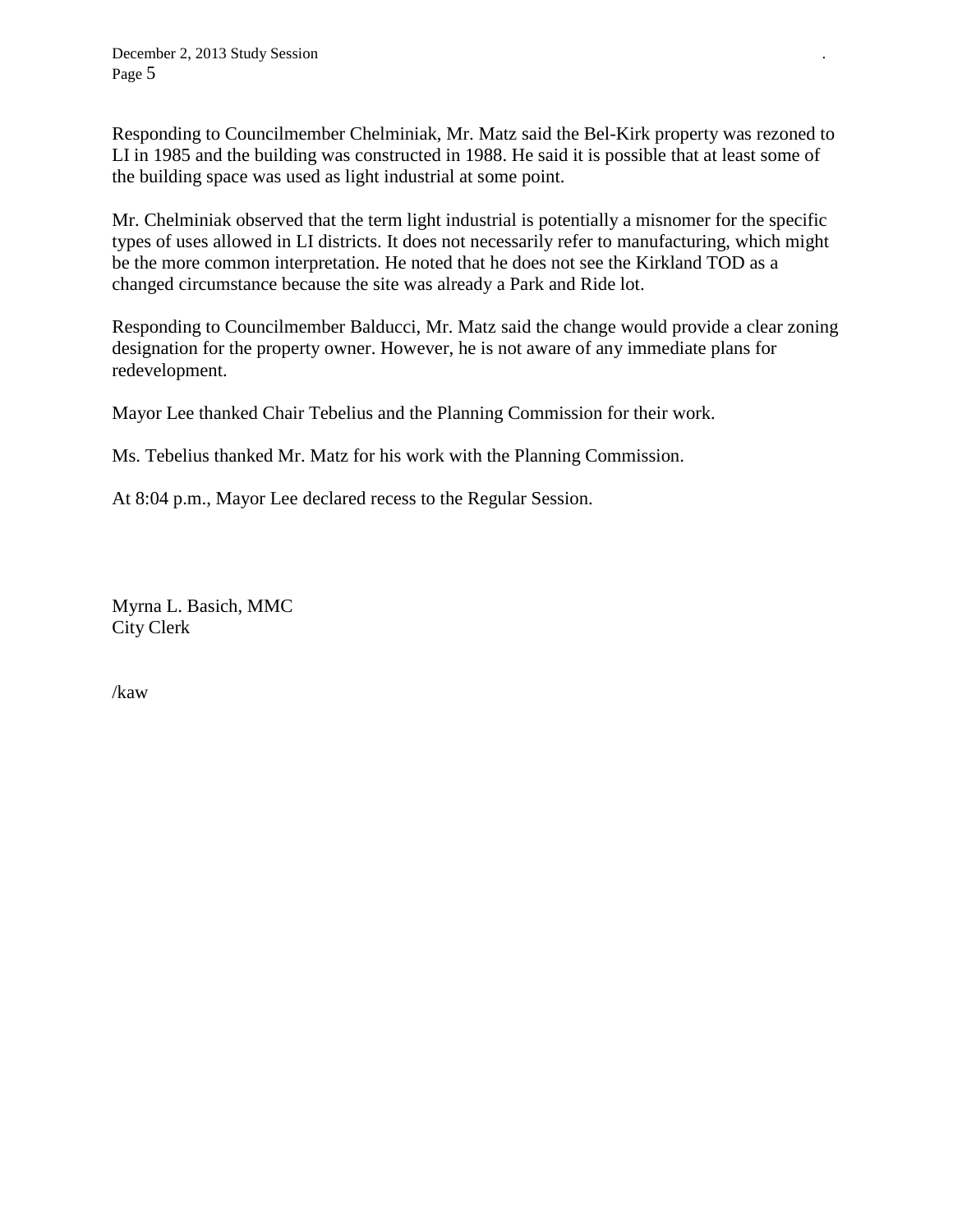Responding to Councilmember Chelminiak, Mr. Matz said the Bel-Kirk property was rezoned to LI in 1985 and the building was constructed in 1988. He said it is possible that at least some of the building space was used as light industrial at some point.

Mr. Chelminiak observed that the term light industrial is potentially a misnomer for the specific types of uses allowed in LI districts. It does not necessarily refer to manufacturing, which might be the more common interpretation. He noted that he does not see the Kirkland TOD as a changed circumstance because the site was already a Park and Ride lot.

Responding to Councilmember Balducci, Mr. Matz said the change would provide a clear zoning designation for the property owner. However, he is not aware of any immediate plans for redevelopment.

Mayor Lee thanked Chair Tebelius and the Planning Commission for their work.

Ms. Tebelius thanked Mr. Matz for his work with the Planning Commission.

At 8:04 p.m., Mayor Lee declared recess to the Regular Session.

Myrna L. Basich, MMC
City Clerk

/kaw